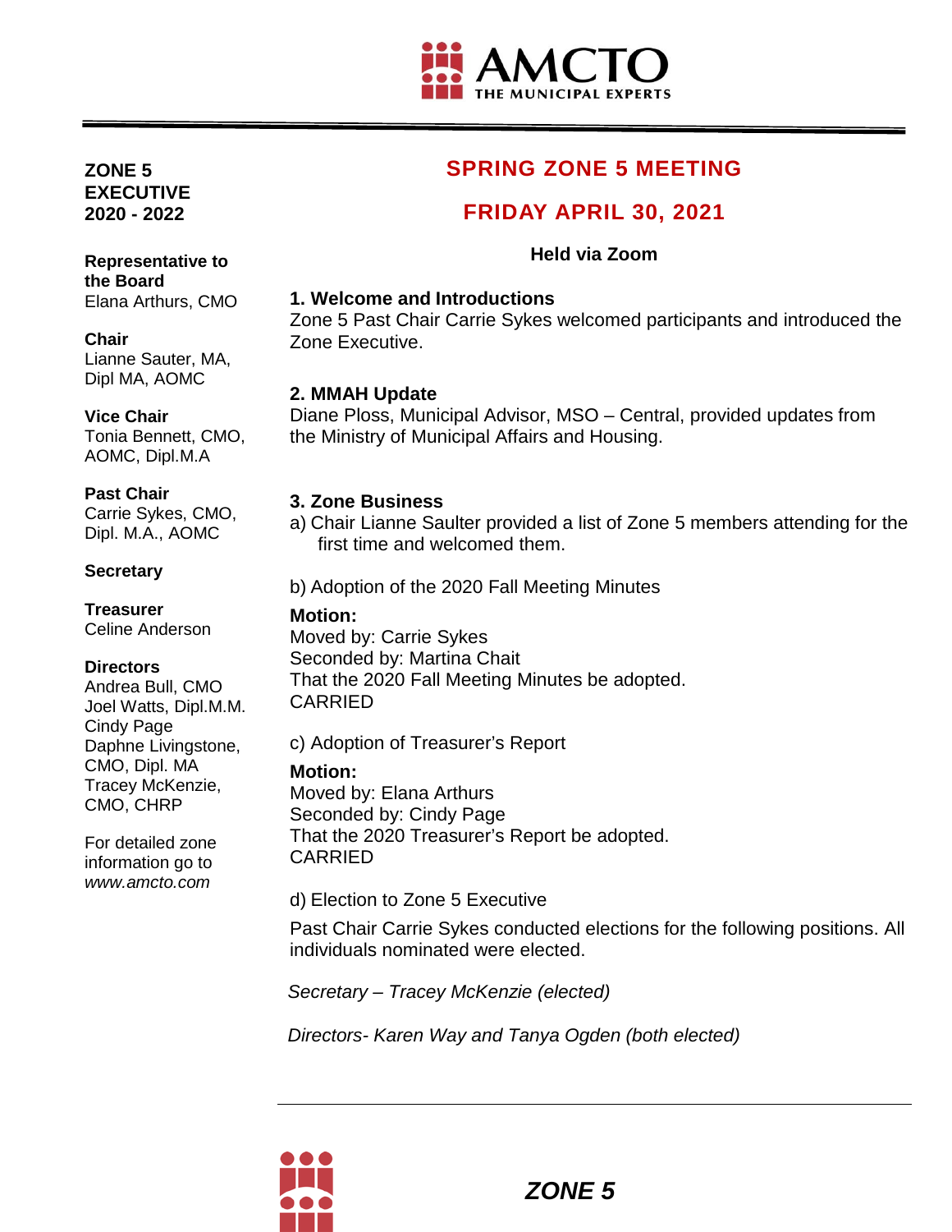AMCTO THE MUNICIPAL EXPERTS

**ZONE 5 EXECUTIVE 2020 - 2022**

**Representative to the Board**
Elana Arthurs, CMO

**Chair**
Lianne Sauter, MA, Dipl MA, AOMC

**Vice Chair**
Tonia Bennett, CMO, AOMC, Dipl.M.A

**Past Chair**
Carrie Sykes, CMO, Dipl. M.A., AOMC

**Secretary**

**Treasurer**
Celine Anderson

**Directors**
Andrea Bull, CMO
Joel Watts, Dipl.M.M.
Cindy Page
Daphne Livingstone, CMO, Dipl. MA
Tracey McKenzie, CMO, CHRP

For detailed zone information go to *www.amcto.com*

# SPRING ZONE 5 MEETING

## FRIDAY APRIL 30, 2021

**Held via Zoom**

**1. Welcome and Introductions**
Zone 5 Past Chair Carrie Sykes welcomed participants and introduced the Zone Executive.

**2. MMAH Update**
Diane Ploss, Municipal Advisor, MSO – Central, provided updates from the Ministry of Municipal Affairs and Housing.

**3. Zone Business**

a) Chair Lianne Saulter provided a list of Zone 5 members attending for the first time and welcomed them.

b) Adoption of the 2020 Fall Meeting Minutes

**Motion:**
Moved by: Carrie Sykes
Seconded by: Martina Chait
That the 2020 Fall Meeting Minutes be adopted.
CARRIED

c) Adoption of Treasurer's Report

**Motion:**
Moved by: Elana Arthurs
Seconded by: Cindy Page
That the 2020 Treasurer's Report be adopted.
CARRIED

d) Election to Zone 5 Executive

Past Chair Carrie Sykes conducted elections for the following positions. All individuals nominated were elected.

*Secretary – Tracey McKenzie (elected)*

*Directors- Karen Way and Tanya Ogden (both elected)*

***ZONE 5***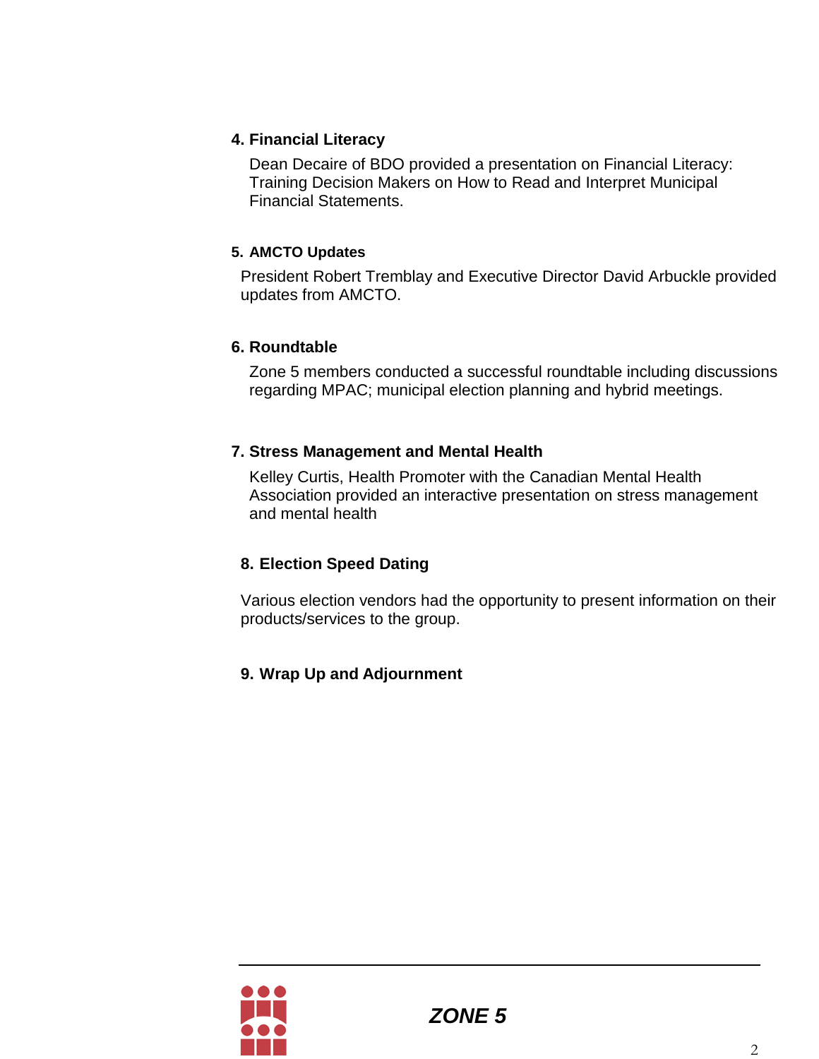**4. Financial Literacy**

Dean Decaire of BDO provided a presentation on Financial Literacy: Training Decision Makers on How to Read and Interpret Municipal Financial Statements.

**5. AMCTO Updates**

President Robert Tremblay and Executive Director David Arbuckle provided updates from AMCTO.

**6. Roundtable**

Zone 5 members conducted a successful roundtable including discussions regarding MPAC; municipal election planning and hybrid meetings.

**7. Stress Management and Mental Health**

Kelley Curtis, Health Promoter with the Canadian Mental Health Association provided an interactive presentation on stress management and mental health

**8. Election Speed Dating**

Various election vendors had the opportunity to present information on their products/services to the group.

**9. Wrap Up and Adjournment**